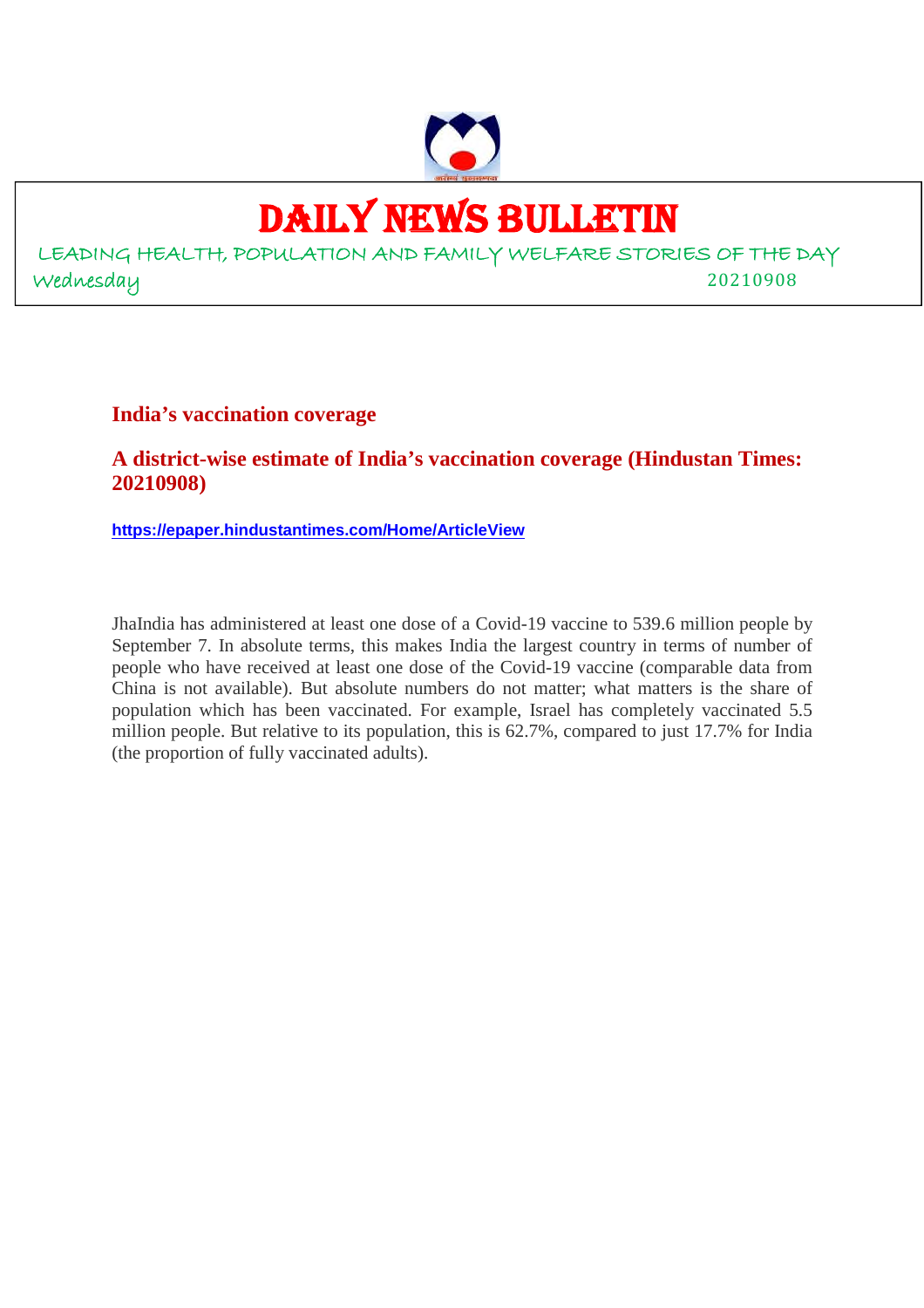# DAILY NEWS BULLETIN

LEADING HEALTH, POPULATION AND FAMILY WELFARE STORIES OF THE DAY

Wednesday 20210908

## India's vaccination coverage

## A district-wise estimate of India's vaccination coverage (Hindustan Times: 20210908)

**https://epaper.hindustantimes.com/Home/ArticleView**

JhaIndia has administered at least one dose of a Covid-19 vaccine to 539.6 million people by September 7. In absolute terms, this makes India the largest country in terms of number of people who have received at least one dose of the Covid-19 vaccine (comparable data from China is not available). But absolute numbers do not matter; what matters is the share of population which has been vaccinated. For example, Israel has completely vaccinated 5.5 million people. But relative to its population, this is 62.7%, compared to just 17.7% for India (the proportion of fully vaccinated adults).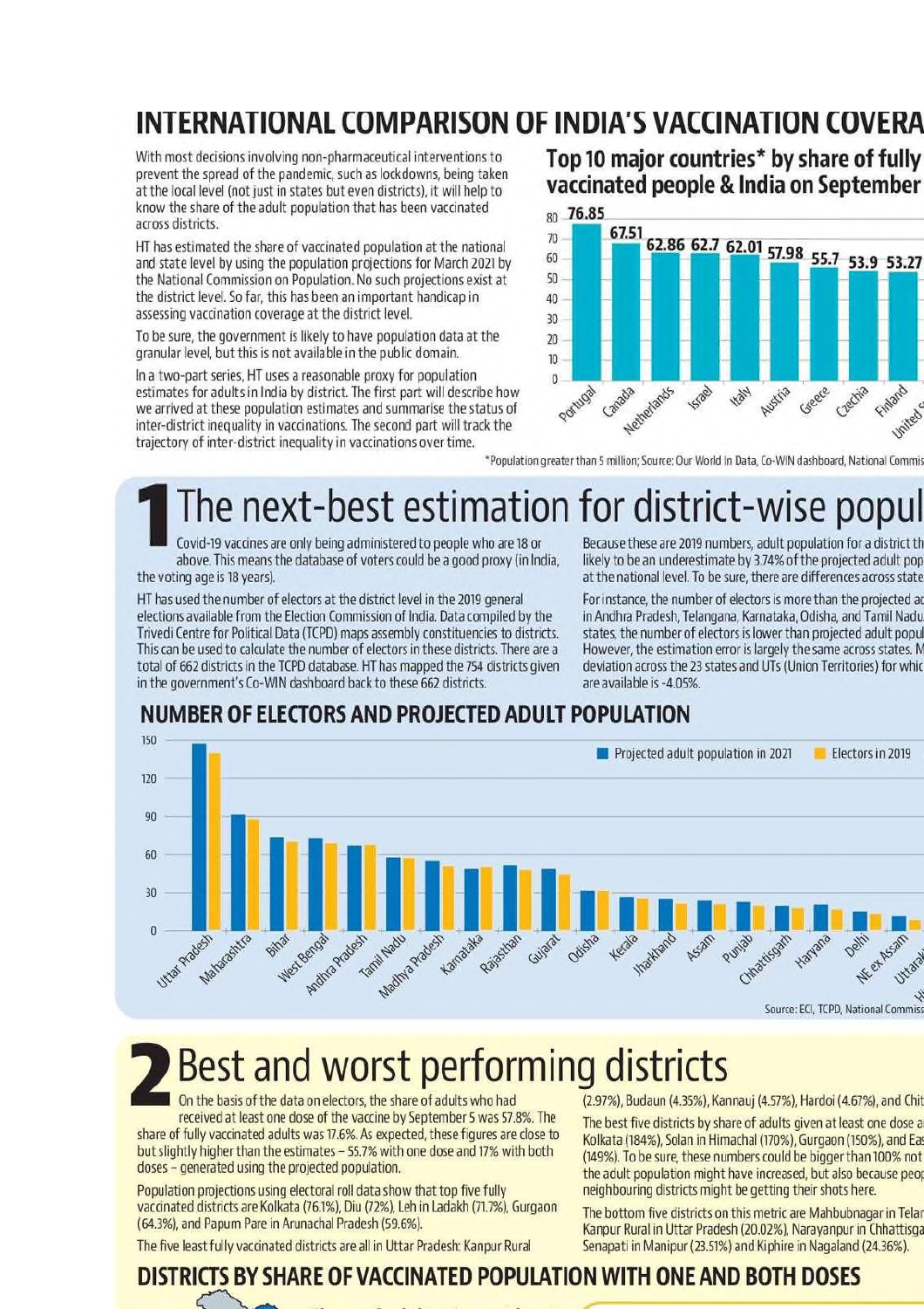# INTERNATIONAL COMPARISON OF INDIA'S VACCINATION COVERA

With most decisions involving non-pharmaceutical interventions to prevent the spread of the pandemic, such as lockdowns, being taken at the local level (not just in states but even districts), it will help to know the share of the adult population that has been vaccinated across districts.

HT has estimated the share of vaccinated population at the national and state level by using the population projections for March 2021 by the National Commission on Population. No such projections exist at the district level. So far, this has been an important handicap in assessing vaccination coverage at the district level.

To be sure, the government is likely to have population data at the granular level, but this is not available in the public domain.

In a two-part series, HT uses a reasonable proxy for population estimates for adults in India by district. The first part will describe how we arrived at these population estimates and summarise the status of inter-district inequality in vaccinations. The second part will track the trajectory of inter-district inequality in vaccinations over time.

### Top 10 major countries* by share of fully vaccinated people & India on September

| Country | Share |
|---|---|
| Portugal | 76.85 |
| Canada | 67.51 |
| Netherlands | 62.86 |
| Israel | 62.7 |
| Italy | 62.01 |
| Austria | 57.98 |
| Greece | 55.7 |
| Czechia | 53.9 |
| Finland | 53.27 |
| United S | |

*Population greater than 5 million; Source: Our World In Data, Co-WIN dashboard, National Commis

# 1 The next-best estimation for district-wise popul

Covid-19 vaccines are only being administered to people who are 18 or above. This means the database of voters could be a good proxy (in India, the voting age is 18 years).

HT has used the number of electors at the district level in the 2019 general elections available from the Election Commission of India. Data compiled by the Trivedi Centre for Political Data (TCPD) maps assembly constituencies to districts. This can be used to calculate the number of electors in these districts. There are a total of 662 districts in the TCPD database. HT has mapped the 754 districts given in the government's Co-WIN dashboard back to these 662 districts.

Because these are 2019 numbers, adult population for a district th likely to be an underestimate by 3.74% of the projected adult pop at the national level. To be sure, there are differences across state

For instance, the number of electors is more than the projected ad in Andhra Pradesh, Telangana, Karnataka, Odisha, and Tamil Nadu states, the number of electors is lower than projected adult popul However, the estimation error is largely the same across states. M deviation across the 23 states and UTs (Union Territories) for whic are available is -4.05%.

## NUMBER OF ELECTORS AND PROJECTED ADULT POPULATION

Legend: Projected adult population in 2021; Electors in 2019

States (left to right): Uttar Pradesh, Maharashtra, Bihar, West Bengal, Andhra Pradesh, Tamil Nadu, Madhya Pradesh, Karnataka, Rajasthan, Gujarat, Odisha, Kerala, Jharkhand, Assam, Punjab, Chhatisgarh, Haryana, Delhi, NE ex Assam, Uttar...

Source: ECI, TCPD, National Commiss

# 2 Best and worst performing districts

On the basis of the data on electors, the share of adults who had received at least one dose of the vaccine by September 5 was 57.8%. The share of fully vaccinated adults was 17.6%. As expected, these figures are close to but slightly higher than the estimates – 55.7% with one dose and 17% with both doses – generated using the projected population.

Population projections using electoral roll data show that top five fully vaccinated districts are Kolkata (76.1%), Diu (72%), Leh in Ladakh (71.7%), Gurgaon (64.3%), and Papum Pare in Arunachal Pradesh (59.6%).

The five least fully vaccinated districts are all in Uttar Pradesh: Kanpur Rural (2.97%), Budaun (4.35%), Kannauj (4.57%), Hardoi (4.67%), and Chit

The best five districts by share of adults given at least one dose a Kolkata (184%), Solan in Himachal (170%), Gurgaon (150%), and Eas (149%). To be sure, these numbers could be bigger than 100% not the adult population might have increased, but also because peop neighbouring districts might be getting their shots here.

The bottom five districts on this metric are Mahbubnagar in Telan Kanpur Rural in Uttar Pradesh (20.02%), Narayanpur in Chhattisga Senapati in Manipur (23.51%) and Kiphire in Nagaland (24.36%).

## DISTRICTS BY SHARE OF VACCINATED POPULATION WITH ONE AND BOTH DOSES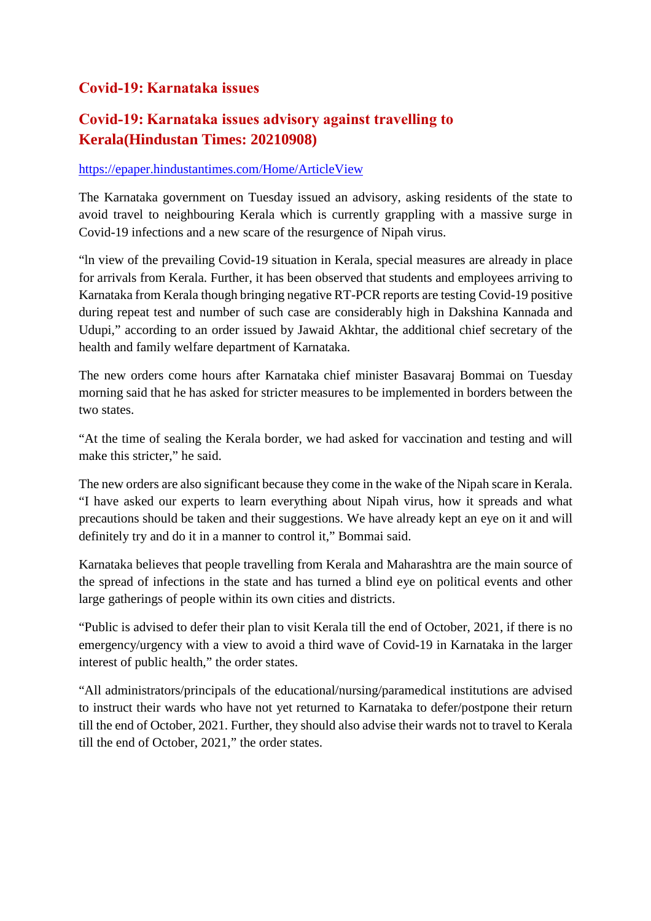## Covid-19: Karnataka issues

## Covid-19: Karnataka issues advisory against travelling to Kerala(Hindustan Times: 20210908)

https://epaper.hindustantimes.com/Home/ArticleView

The Karnataka government on Tuesday issued an advisory, asking residents of the state to avoid travel to neighbouring Kerala which is currently grappling with a massive surge in Covid-19 infections and a new scare of the resurgence of Nipah virus.

"ln view of the prevailing Covid-19 situation in Kerala, special measures are already in place for arrivals from Kerala. Further, it has been observed that students and employees arriving to Karnataka from Kerala though bringing negative RT-PCR reports are testing Covid-19 positive during repeat test and number of such case are considerably high in Dakshina Kannada and Udupi," according to an order issued by Jawaid Akhtar, the additional chief secretary of the health and family welfare department of Karnataka.

The new orders come hours after Karnataka chief minister Basavaraj Bommai on Tuesday morning said that he has asked for stricter measures to be implemented in borders between the two states.

"At the time of sealing the Kerala border, we had asked for vaccination and testing and will make this stricter," he said.

The new orders are also significant because they come in the wake of the Nipah scare in Kerala. "I have asked our experts to learn everything about Nipah virus, how it spreads and what precautions should be taken and their suggestions. We have already kept an eye on it and will definitely try and do it in a manner to control it," Bommai said.

Karnataka believes that people travelling from Kerala and Maharashtra are the main source of the spread of infections in the state and has turned a blind eye on political events and other large gatherings of people within its own cities and districts.

"Public is advised to defer their plan to visit Kerala till the end of October, 2021, if there is no emergency/urgency with a view to avoid a third wave of Covid-19 in Karnataka in the larger interest of public health," the order states.

"All administrators/principals of the educational/nursing/paramedical institutions are advised to instruct their wards who have not yet returned to Karnataka to defer/postpone their return till the end of October, 2021. Further, they should also advise their wards not to travel to Kerala till the end of October, 2021," the order states.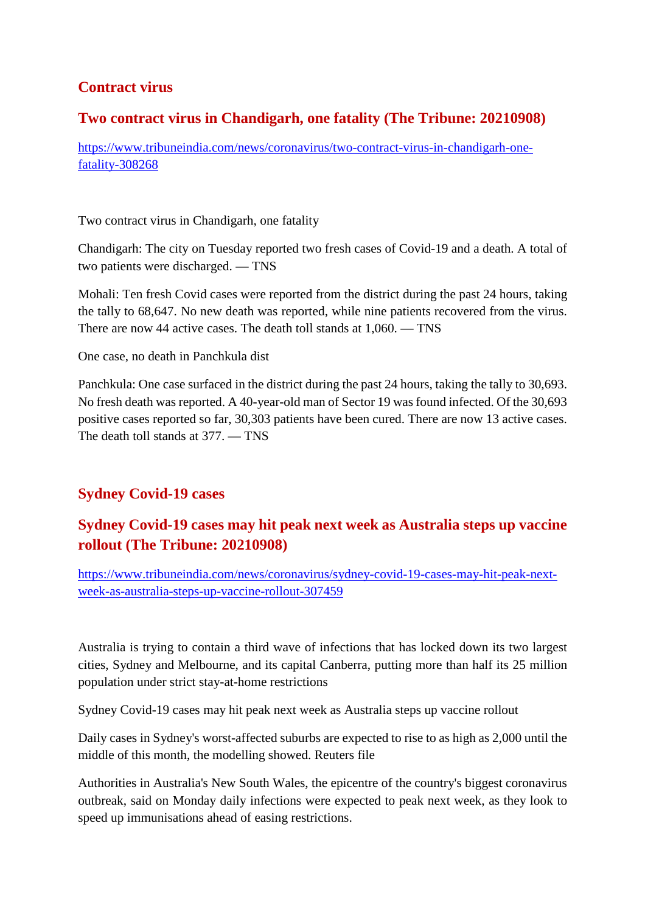## Contract virus

## Two contract virus in Chandigarh, one fatality (The Tribune: 20210908)

https://www.tribuneindia.com/news/coronavirus/two-contract-virus-in-chandigarh-one-fatality-308268

Two contract virus in Chandigarh, one fatality

Chandigarh: The city on Tuesday reported two fresh cases of Covid-19 and a death. A total of two patients were discharged. — TNS

Mohali: Ten fresh Covid cases were reported from the district during the past 24 hours, taking the tally to 68,647. No new death was reported, while nine patients recovered from the virus. There are now 44 active cases. The death toll stands at 1,060. — TNS

One case, no death in Panchkula dist

Panchkula: One case surfaced in the district during the past 24 hours, taking the tally to 30,693. No fresh death was reported. A 40-year-old man of Sector 19 was found infected. Of the 30,693 positive cases reported so far, 30,303 patients have been cured. There are now 13 active cases. The death toll stands at 377. — TNS

## Sydney Covid-19 cases

## Sydney Covid-19 cases may hit peak next week as Australia steps up vaccine rollout (The Tribune: 20210908)

https://www.tribuneindia.com/news/coronavirus/sydney-covid-19-cases-may-hit-peak-next-week-as-australia-steps-up-vaccine-rollout-307459

Australia is trying to contain a third wave of infections that has locked down its two largest cities, Sydney and Melbourne, and its capital Canberra, putting more than half its 25 million population under strict stay-at-home restrictions

Sydney Covid-19 cases may hit peak next week as Australia steps up vaccine rollout

Daily cases in Sydney's worst-affected suburbs are expected to rise to as high as 2,000 until the middle of this month, the modelling showed. Reuters file

Authorities in Australia's New South Wales, the epicentre of the country's biggest coronavirus outbreak, said on Monday daily infections were expected to peak next week, as they look to speed up immunisations ahead of easing restrictions.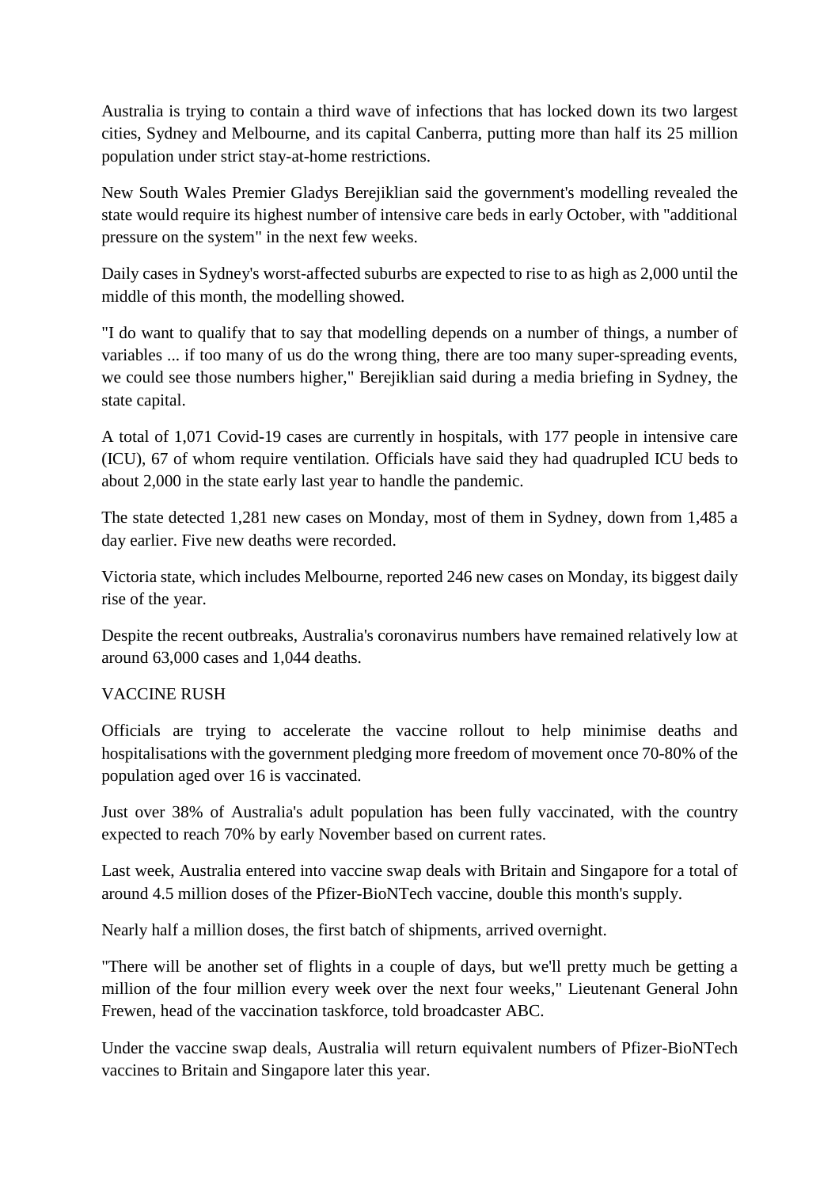Australia is trying to contain a third wave of infections that has locked down its two largest cities, Sydney and Melbourne, and its capital Canberra, putting more than half its 25 million population under strict stay-at-home restrictions.

New South Wales Premier Gladys Berejiklian said the government's modelling revealed the state would require its highest number of intensive care beds in early October, with "additional pressure on the system" in the next few weeks.

Daily cases in Sydney's worst-affected suburbs are expected to rise to as high as 2,000 until the middle of this month, the modelling showed.

"I do want to qualify that to say that modelling depends on a number of things, a number of variables ... if too many of us do the wrong thing, there are too many super-spreading events, we could see those numbers higher," Berejiklian said during a media briefing in Sydney, the state capital.

A total of 1,071 Covid-19 cases are currently in hospitals, with 177 people in intensive care (ICU), 67 of whom require ventilation. Officials have said they had quadrupled ICU beds to about 2,000 in the state early last year to handle the pandemic.

The state detected 1,281 new cases on Monday, most of them in Sydney, down from 1,485 a day earlier. Five new deaths were recorded.

Victoria state, which includes Melbourne, reported 246 new cases on Monday, its biggest daily rise of the year.

Despite the recent outbreaks, Australia's coronavirus numbers have remained relatively low at around 63,000 cases and 1,044 deaths.

VACCINE RUSH

Officials are trying to accelerate the vaccine rollout to help minimise deaths and hospitalisations with the government pledging more freedom of movement once 70-80% of the population aged over 16 is vaccinated.

Just over 38% of Australia's adult population has been fully vaccinated, with the country expected to reach 70% by early November based on current rates.

Last week, Australia entered into vaccine swap deals with Britain and Singapore for a total of around 4.5 million doses of the Pfizer-BioNTech vaccine, double this month's supply.

Nearly half a million doses, the first batch of shipments, arrived overnight.

"There will be another set of flights in a couple of days, but we'll pretty much be getting a million of the four million every week over the next four weeks," Lieutenant General John Frewen, head of the vaccination taskforce, told broadcaster ABC.

Under the vaccine swap deals, Australia will return equivalent numbers of Pfizer-BioNTech vaccines to Britain and Singapore later this year.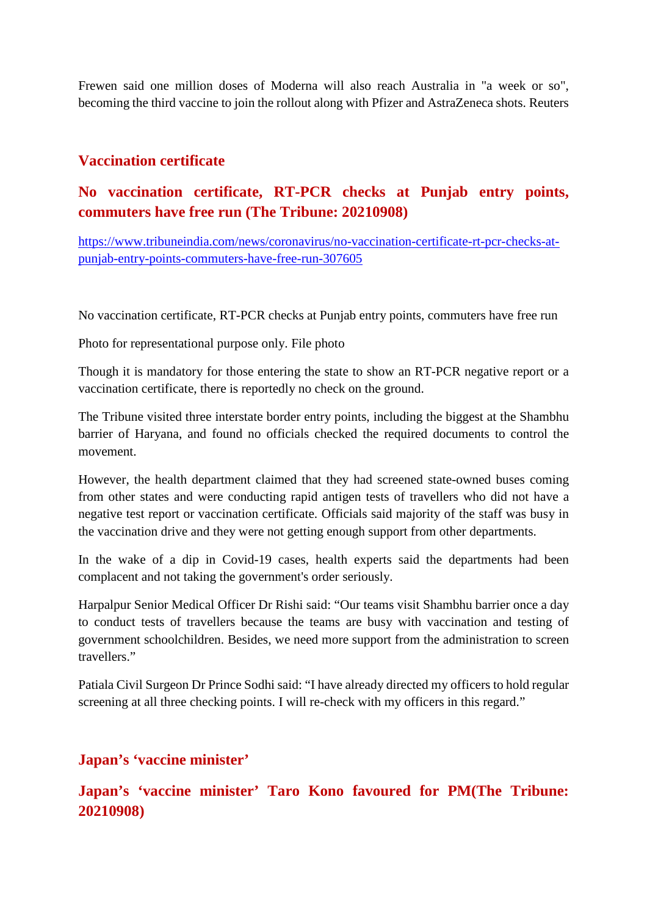Frewen said one million doses of Moderna will also reach Australia in "a week or so", becoming the third vaccine to join the rollout along with Pfizer and AstraZeneca shots. Reuters

## Vaccination certificate

### No vaccination certificate, RT-PCR checks at Punjab entry points, commuters have free run (The Tribune: 20210908)

https://www.tribuneindia.com/news/coronavirus/no-vaccination-certificate-rt-pcr-checks-at-punjab-entry-points-commuters-have-free-run-307605

No vaccination certificate, RT-PCR checks at Punjab entry points, commuters have free run

Photo for representational purpose only. File photo

Though it is mandatory for those entering the state to show an RT-PCR negative report or a vaccination certificate, there is reportedly no check on the ground.

The Tribune visited three interstate border entry points, including the biggest at the Shambhu barrier of Haryana, and found no officials checked the required documents to control the movement.

However, the health department claimed that they had screened state-owned buses coming from other states and were conducting rapid antigen tests of travellers who did not have a negative test report or vaccination certificate. Officials said majority of the staff was busy in the vaccination drive and they were not getting enough support from other departments.

In the wake of a dip in Covid-19 cases, health experts said the departments had been complacent and not taking the government's order seriously.

Harpalpur Senior Medical Officer Dr Rishi said: "Our teams visit Shambhu barrier once a day to conduct tests of travellers because the teams are busy with vaccination and testing of government schoolchildren. Besides, we need more support from the administration to screen travellers."

Patiala Civil Surgeon Dr Prince Sodhi said: "I have already directed my officers to hold regular screening at all three checking points. I will re-check with my officers in this regard."

## Japan's 'vaccine minister'

### Japan's 'vaccine minister' Taro Kono favoured for PM(The Tribune: 20210908)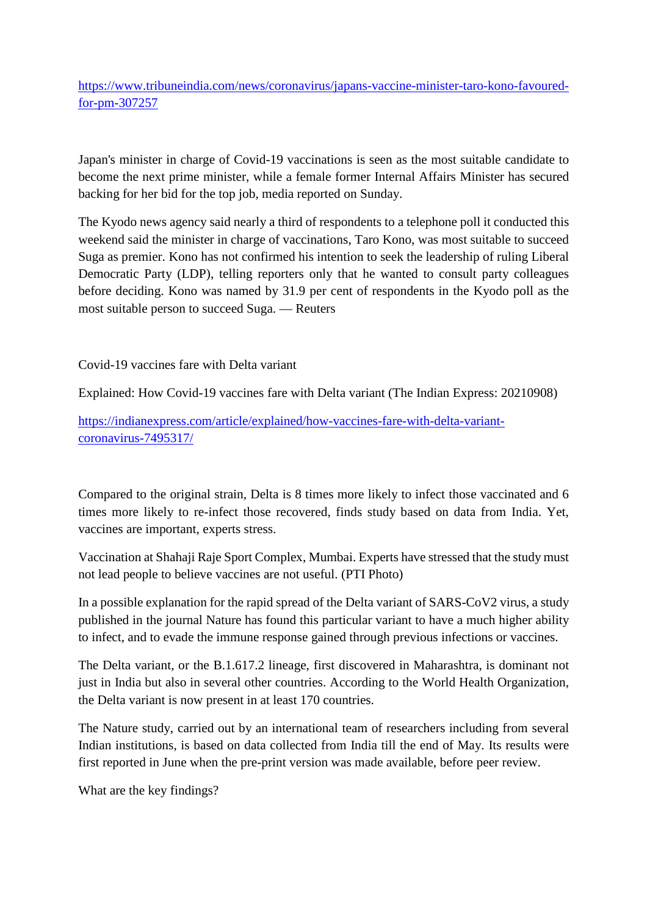https://www.tribuneindia.com/news/coronavirus/japans-vaccine-minister-taro-kono-favoured-for-pm-307257

Japan's minister in charge of Covid-19 vaccinations is seen as the most suitable candidate to become the next prime minister, while a female former Internal Affairs Minister has secured backing for her bid for the top job, media reported on Sunday.

The Kyodo news agency said nearly a third of respondents to a telephone poll it conducted this weekend said the minister in charge of vaccinations, Taro Kono, was most suitable to succeed Suga as premier. Kono has not confirmed his intention to seek the leadership of ruling Liberal Democratic Party (LDP), telling reporters only that he wanted to consult party colleagues before deciding. Kono was named by 31.9 per cent of respondents in the Kyodo poll as the most suitable person to succeed Suga. — Reuters

Covid-19 vaccines fare with Delta variant

Explained: How Covid-19 vaccines fare with Delta variant (The Indian Express: 20210908)

https://indianexpress.com/article/explained/how-vaccines-fare-with-delta-variant-coronavirus-7495317/

Compared to the original strain, Delta is 8 times more likely to infect those vaccinated and 6 times more likely to re-infect those recovered, finds study based on data from India. Yet, vaccines are important, experts stress.

Vaccination at Shahaji Raje Sport Complex, Mumbai. Experts have stressed that the study must not lead people to believe vaccines are not useful. (PTI Photo)

In a possible explanation for the rapid spread of the Delta variant of SARS-CoV2 virus, a study published in the journal Nature has found this particular variant to have a much higher ability to infect, and to evade the immune response gained through previous infections or vaccines.

The Delta variant, or the B.1.617.2 lineage, first discovered in Maharashtra, is dominant not just in India but also in several other countries. According to the World Health Organization, the Delta variant is now present in at least 170 countries.

The Nature study, carried out by an international team of researchers including from several Indian institutions, is based on data collected from India till the end of May. Its results were first reported in June when the pre-print version was made available, before peer review.

What are the key findings?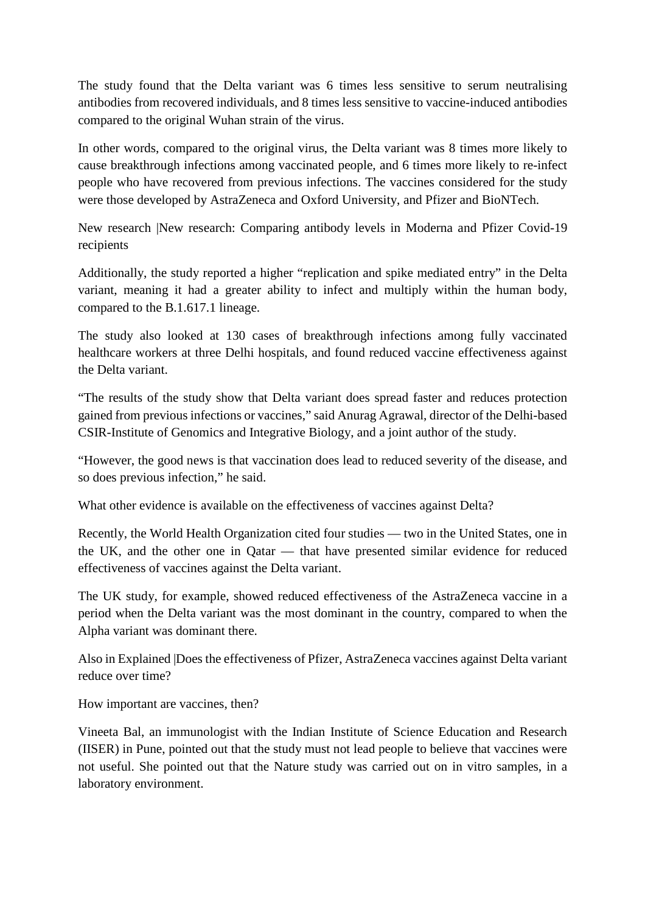The study found that the Delta variant was 6 times less sensitive to serum neutralising antibodies from recovered individuals, and 8 times less sensitive to vaccine-induced antibodies compared to the original Wuhan strain of the virus.

In other words, compared to the original virus, the Delta variant was 8 times more likely to cause breakthrough infections among vaccinated people, and 6 times more likely to re-infect people who have recovered from previous infections. The vaccines considered for the study were those developed by AstraZeneca and Oxford University, and Pfizer and BioNTech.

New research |New research: Comparing antibody levels in Moderna and Pfizer Covid-19 recipients

Additionally, the study reported a higher "replication and spike mediated entry" in the Delta variant, meaning it had a greater ability to infect and multiply within the human body, compared to the B.1.617.1 lineage.

The study also looked at 130 cases of breakthrough infections among fully vaccinated healthcare workers at three Delhi hospitals, and found reduced vaccine effectiveness against the Delta variant.

"The results of the study show that Delta variant does spread faster and reduces protection gained from previous infections or vaccines," said Anurag Agrawal, director of the Delhi-based CSIR-Institute of Genomics and Integrative Biology, and a joint author of the study.

"However, the good news is that vaccination does lead to reduced severity of the disease, and so does previous infection," he said.

What other evidence is available on the effectiveness of vaccines against Delta?

Recently, the World Health Organization cited four studies — two in the United States, one in the UK, and the other one in Qatar — that have presented similar evidence for reduced effectiveness of vaccines against the Delta variant.

The UK study, for example, showed reduced effectiveness of the AstraZeneca vaccine in a period when the Delta variant was the most dominant in the country, compared to when the Alpha variant was dominant there.

Also in Explained |Does the effectiveness of Pfizer, AstraZeneca vaccines against Delta variant reduce over time?

How important are vaccines, then?

Vineeta Bal, an immunologist with the Indian Institute of Science Education and Research (IISER) in Pune, pointed out that the study must not lead people to believe that vaccines were not useful. She pointed out that the Nature study was carried out on in vitro samples, in a laboratory environment.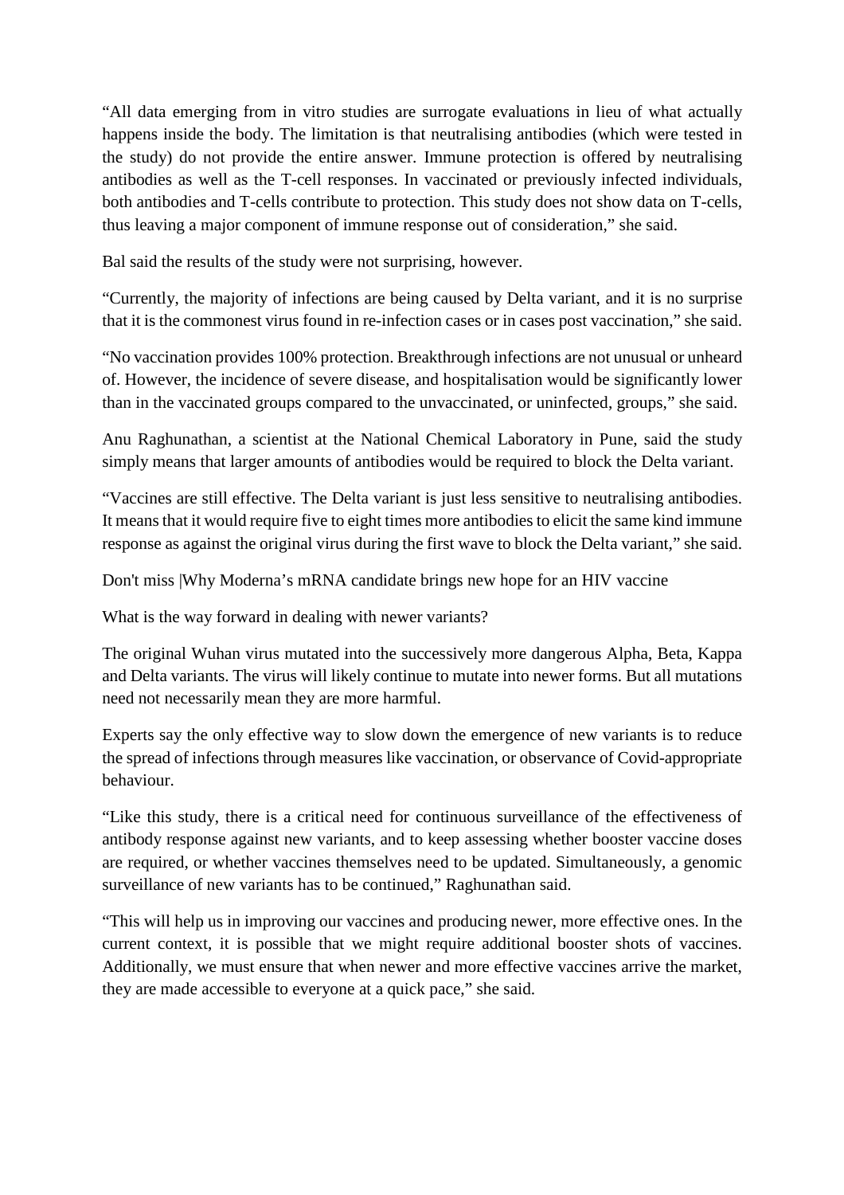"All data emerging from in vitro studies are surrogate evaluations in lieu of what actually happens inside the body. The limitation is that neutralising antibodies (which were tested in the study) do not provide the entire answer. Immune protection is offered by neutralising antibodies as well as the T-cell responses. In vaccinated or previously infected individuals, both antibodies and T-cells contribute to protection. This study does not show data on T-cells, thus leaving a major component of immune response out of consideration," she said.

Bal said the results of the study were not surprising, however.

"Currently, the majority of infections are being caused by Delta variant, and it is no surprise that it is the commonest virus found in re-infection cases or in cases post vaccination," she said.

"No vaccination provides 100% protection. Breakthrough infections are not unusual or unheard of. However, the incidence of severe disease, and hospitalisation would be significantly lower than in the vaccinated groups compared to the unvaccinated, or uninfected, groups," she said.

Anu Raghunathan, a scientist at the National Chemical Laboratory in Pune, said the study simply means that larger amounts of antibodies would be required to block the Delta variant.

"Vaccines are still effective. The Delta variant is just less sensitive to neutralising antibodies. It means that it would require five to eight times more antibodies to elicit the same kind immune response as against the original virus during the first wave to block the Delta variant," she said.

Don't miss |Why Moderna's mRNA candidate brings new hope for an HIV vaccine

What is the way forward in dealing with newer variants?

The original Wuhan virus mutated into the successively more dangerous Alpha, Beta, Kappa and Delta variants. The virus will likely continue to mutate into newer forms. But all mutations need not necessarily mean they are more harmful.

Experts say the only effective way to slow down the emergence of new variants is to reduce the spread of infections through measures like vaccination, or observance of Covid-appropriate behaviour.

"Like this study, there is a critical need for continuous surveillance of the effectiveness of antibody response against new variants, and to keep assessing whether booster vaccine doses are required, or whether vaccines themselves need to be updated. Simultaneously, a genomic surveillance of new variants has to be continued," Raghunathan said.

"This will help us in improving our vaccines and producing newer, more effective ones. In the current context, it is possible that we might require additional booster shots of vaccines. Additionally, we must ensure that when newer and more effective vaccines arrive the market, they are made accessible to everyone at a quick pace," she said.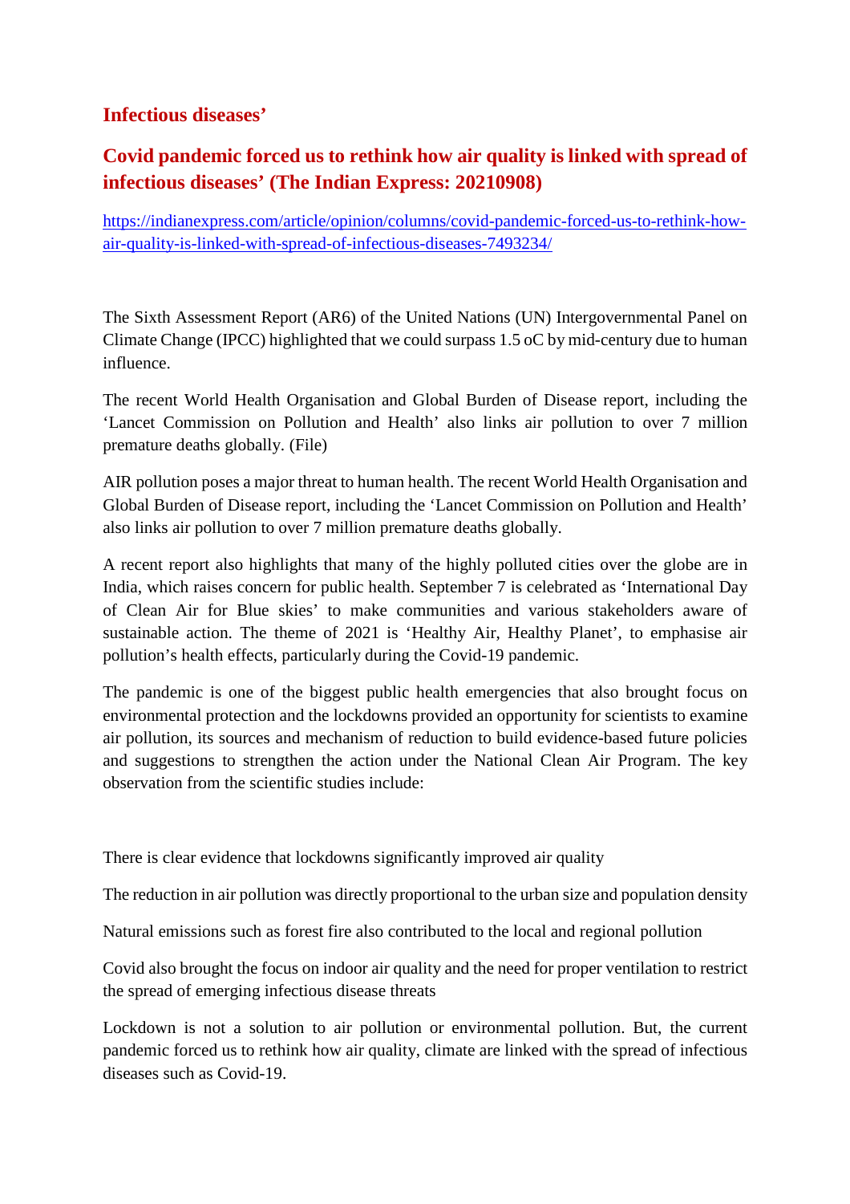## Infectious diseases’

## Covid pandemic forced us to rethink how air quality is linked with spread of infectious diseases’ (The Indian Express: 20210908)

https://indianexpress.com/article/opinion/columns/covid-pandemic-forced-us-to-rethink-how-air-quality-is-linked-with-spread-of-infectious-diseases-7493234/

The Sixth Assessment Report (AR6) of the United Nations (UN) Intergovernmental Panel on Climate Change (IPCC) highlighted that we could surpass 1.5 oC by mid-century due to human influence.

The recent World Health Organisation and Global Burden of Disease report, including the ‘Lancet Commission on Pollution and Health’ also links air pollution to over 7 million premature deaths globally. (File)

AIR pollution poses a major threat to human health. The recent World Health Organisation and Global Burden of Disease report, including the ‘Lancet Commission on Pollution and Health’ also links air pollution to over 7 million premature deaths globally.

A recent report also highlights that many of the highly polluted cities over the globe are in India, which raises concern for public health. September 7 is celebrated as ‘International Day of Clean Air for Blue skies’ to make communities and various stakeholders aware of sustainable action. The theme of 2021 is ‘Healthy Air, Healthy Planet’, to emphasise air pollution’s health effects, particularly during the Covid-19 pandemic.

The pandemic is one of the biggest public health emergencies that also brought focus on environmental protection and the lockdowns provided an opportunity for scientists to examine air pollution, its sources and mechanism of reduction to build evidence-based future policies and suggestions to strengthen the action under the National Clean Air Program. The key observation from the scientific studies include:

There is clear evidence that lockdowns significantly improved air quality

The reduction in air pollution was directly proportional to the urban size and population density

Natural emissions such as forest fire also contributed to the local and regional pollution

Covid also brought the focus on indoor air quality and the need for proper ventilation to restrict the spread of emerging infectious disease threats

Lockdown is not a solution to air pollution or environmental pollution. But, the current pandemic forced us to rethink how air quality, climate are linked with the spread of infectious diseases such as Covid-19.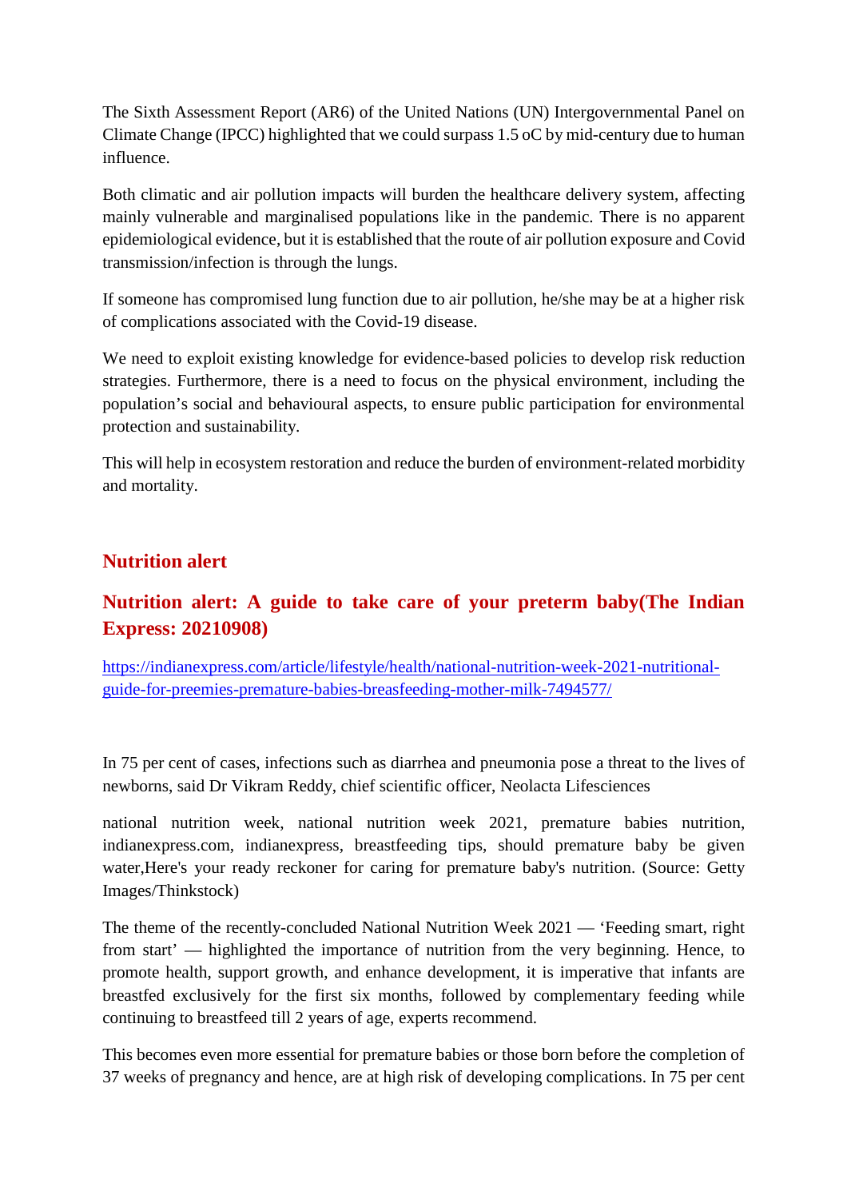The Sixth Assessment Report (AR6) of the United Nations (UN) Intergovernmental Panel on Climate Change (IPCC) highlighted that we could surpass 1.5 oC by mid-century due to human influence.

Both climatic and air pollution impacts will burden the healthcare delivery system, affecting mainly vulnerable and marginalised populations like in the pandemic. There is no apparent epidemiological evidence, but it is established that the route of air pollution exposure and Covid transmission/infection is through the lungs.

If someone has compromised lung function due to air pollution, he/she may be at a higher risk of complications associated with the Covid-19 disease.

We need to exploit existing knowledge for evidence-based policies to develop risk reduction strategies. Furthermore, there is a need to focus on the physical environment, including the population's social and behavioural aspects, to ensure public participation for environmental protection and sustainability.

This will help in ecosystem restoration and reduce the burden of environment-related morbidity and mortality.

## Nutrition alert

## Nutrition alert: A guide to take care of your preterm baby(The Indian Express: 20210908)

https://indianexpress.com/article/lifestyle/health/national-nutrition-week-2021-nutritional-guide-for-preemies-premature-babies-breasfeeding-mother-milk-7494577/

In 75 per cent of cases, infections such as diarrhea and pneumonia pose a threat to the lives of newborns, said Dr Vikram Reddy, chief scientific officer, Neolacta Lifesciences

national nutrition week, national nutrition week 2021, premature babies nutrition, indianexpress.com, indianexpress, breastfeeding tips, should premature baby be given water,Here's your ready reckoner for caring for premature baby's nutrition. (Source: Getty Images/Thinkstock)

The theme of the recently-concluded National Nutrition Week 2021 — 'Feeding smart, right from start' — highlighted the importance of nutrition from the very beginning. Hence, to promote health, support growth, and enhance development, it is imperative that infants are breastfed exclusively for the first six months, followed by complementary feeding while continuing to breastfeed till 2 years of age, experts recommend.

This becomes even more essential for premature babies or those born before the completion of 37 weeks of pregnancy and hence, are at high risk of developing complications. In 75 per cent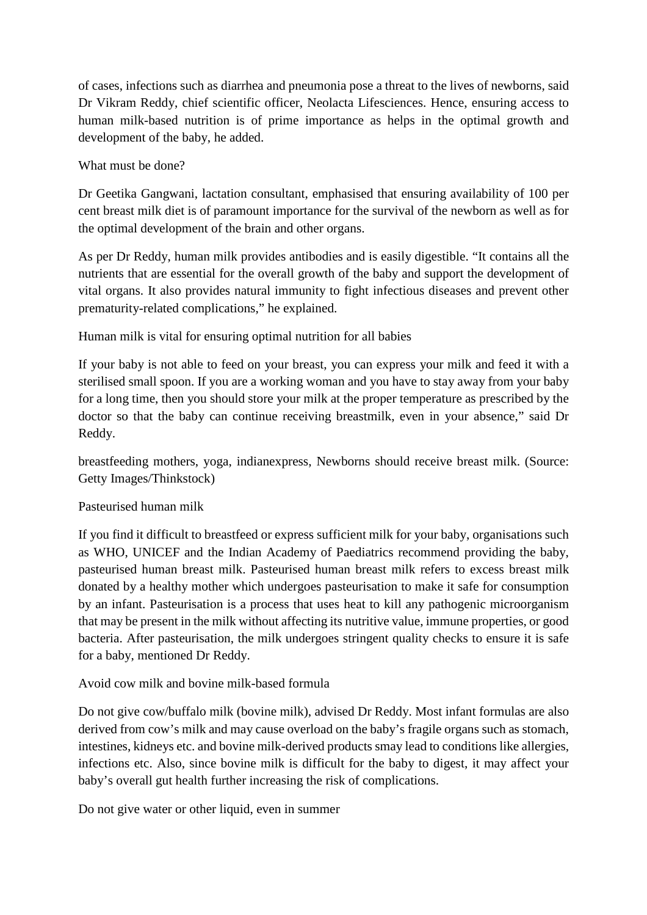of cases, infections such as diarrhea and pneumonia pose a threat to the lives of newborns, said Dr Vikram Reddy, chief scientific officer, Neolacta Lifesciences. Hence, ensuring access to human milk-based nutrition is of prime importance as helps in the optimal growth and development of the baby, he added.

## What must be done?

Dr Geetika Gangwani, lactation consultant, emphasised that ensuring availability of 100 per cent breast milk diet is of paramount importance for the survival of the newborn as well as for the optimal development of the brain and other organs.

As per Dr Reddy, human milk provides antibodies and is easily digestible. "It contains all the nutrients that are essential for the overall growth of the baby and support the development of vital organs. It also provides natural immunity to fight infectious diseases and prevent other prematurity-related complications," he explained.

## Human milk is vital for ensuring optimal nutrition for all babies

If your baby is not able to feed on your breast, you can express your milk and feed it with a sterilised small spoon. If you are a working woman and you have to stay away from your baby for a long time, then you should store your milk at the proper temperature as prescribed by the doctor so that the baby can continue receiving breastmilk, even in your absence," said Dr Reddy.

breastfeeding mothers, yoga, indianexpress, Newborns should receive breast milk. (Source: Getty Images/Thinkstock)

## Pasteurised human milk

If you find it difficult to breastfeed or express sufficient milk for your baby, organisations such as WHO, UNICEF and the Indian Academy of Paediatrics recommend providing the baby, pasteurised human breast milk. Pasteurised human breast milk refers to excess breast milk donated by a healthy mother which undergoes pasteurisation to make it safe for consumption by an infant. Pasteurisation is a process that uses heat to kill any pathogenic microorganism that may be present in the milk without affecting its nutritive value, immune properties, or good bacteria. After pasteurisation, the milk undergoes stringent quality checks to ensure it is safe for a baby, mentioned Dr Reddy.

## Avoid cow milk and bovine milk-based formula

Do not give cow/buffalo milk (bovine milk), advised Dr Reddy. Most infant formulas are also derived from cow's milk and may cause overload on the baby's fragile organs such as stomach, intestines, kidneys etc. and bovine milk-derived products smay lead to conditions like allergies, infections etc. Also, since bovine milk is difficult for the baby to digest, it may affect your baby's overall gut health further increasing the risk of complications.

## Do not give water or other liquid, even in summer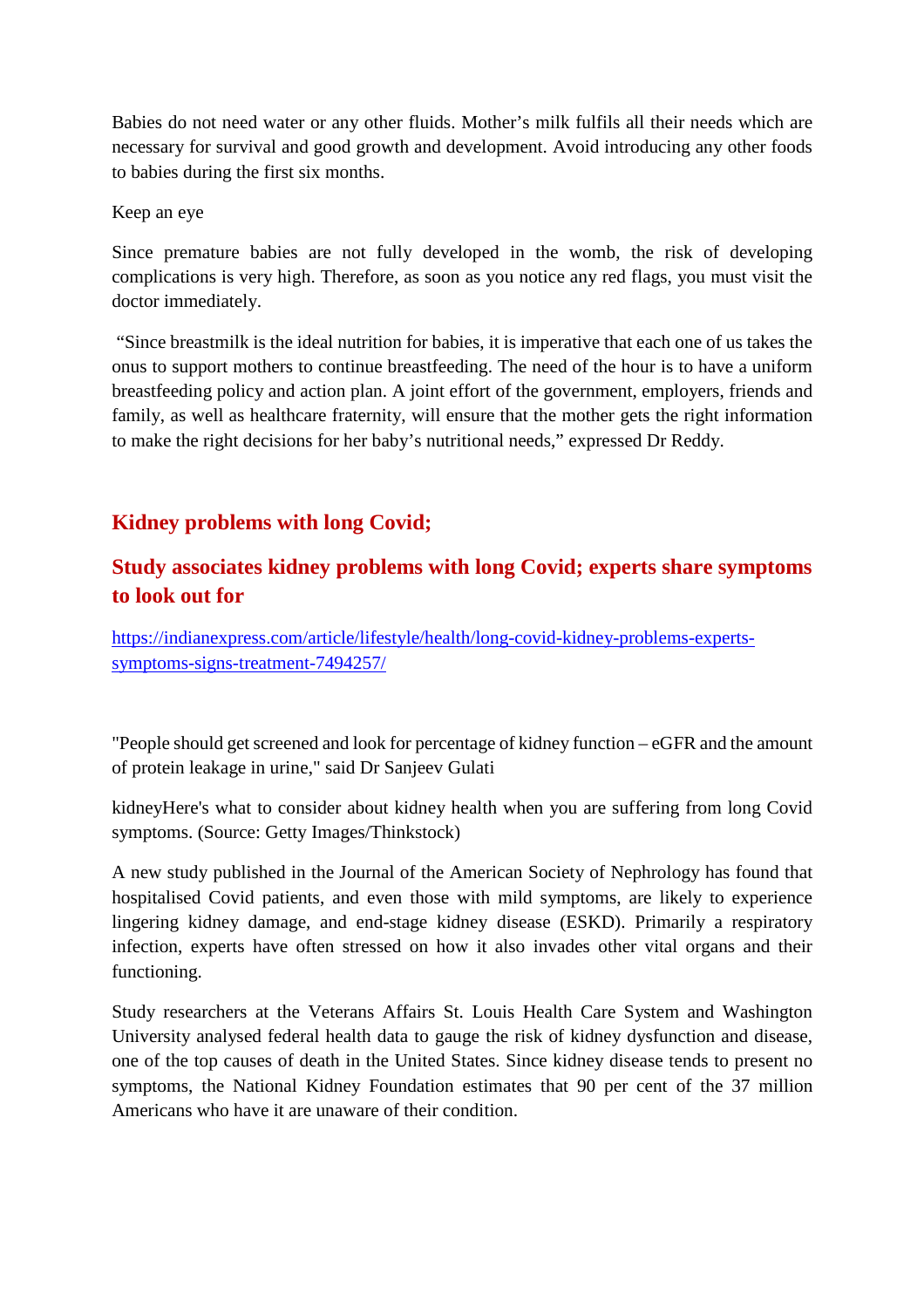Babies do not need water or any other fluids. Mother's milk fulfils all their needs which are necessary for survival and good growth and development. Avoid introducing any other foods to babies during the first six months.

Keep an eye

Since premature babies are not fully developed in the womb, the risk of developing complications is very high. Therefore, as soon as you notice any red flags, you must visit the doctor immediately.

"Since breastmilk is the ideal nutrition for babies, it is imperative that each one of us takes the onus to support mothers to continue breastfeeding. The need of the hour is to have a uniform breastfeeding policy and action plan. A joint effort of the government, employers, friends and family, as well as healthcare fraternity, will ensure that the mother gets the right information to make the right decisions for her baby's nutritional needs," expressed Dr Reddy.

## Kidney problems with long Covid;

## Study associates kidney problems with long Covid; experts share symptoms to look out for

[https://indianexpress.com/article/lifestyle/health/long-covid-kidney-problems-experts-symptoms-signs-treatment-7494257/](https://indianexpress.com/article/lifestyle/health/long-covid-kidney-problems-experts-symptoms-signs-treatment-7494257/)

"People should get screened and look for percentage of kidney function – eGFR and the amount of protein leakage in urine," said Dr Sanjeev Gulati

kidneyHere's what to consider about kidney health when you are suffering from long Covid symptoms. (Source: Getty Images/Thinkstock)

A new study published in the Journal of the American Society of Nephrology has found that hospitalised Covid patients, and even those with mild symptoms, are likely to experience lingering kidney damage, and end-stage kidney disease (ESKD). Primarily a respiratory infection, experts have often stressed on how it also invades other vital organs and their functioning.

Study researchers at the Veterans Affairs St. Louis Health Care System and Washington University analysed federal health data to gauge the risk of kidney dysfunction and disease, one of the top causes of death in the United States. Since kidney disease tends to present no symptoms, the National Kidney Foundation estimates that 90 per cent of the 37 million Americans who have it are unaware of their condition.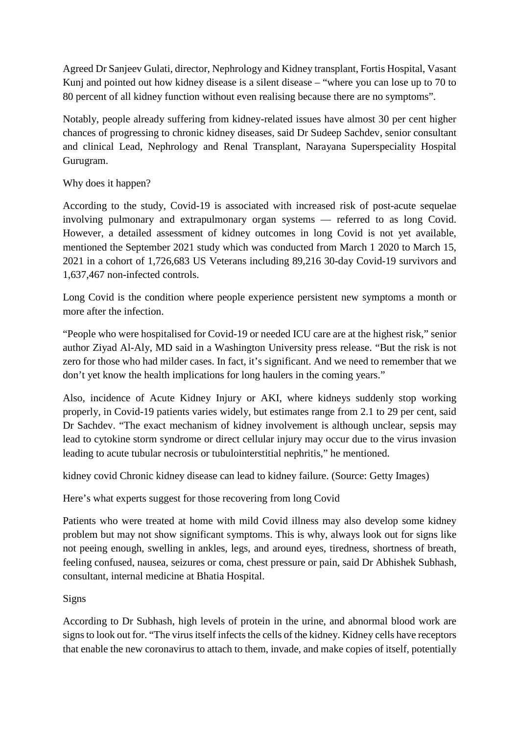Agreed Dr Sanjeev Gulati, director, Nephrology and Kidney transplant, Fortis Hospital, Vasant Kunj and pointed out how kidney disease is a silent disease – "where you can lose up to 70 to 80 percent of all kidney function without even realising because there are no symptoms".

Notably, people already suffering from kidney-related issues have almost 30 per cent higher chances of progressing to chronic kidney diseases, said Dr Sudeep Sachdev, senior consultant and clinical Lead, Nephrology and Renal Transplant, Narayana Superspeciality Hospital Gurugram.

Why does it happen?

According to the study, Covid-19 is associated with increased risk of post-acute sequelae involving pulmonary and extrapulmonary organ systems — referred to as long Covid. However, a detailed assessment of kidney outcomes in long Covid is not yet available, mentioned the September 2021 study which was conducted from March 1 2020 to March 15, 2021 in a cohort of 1,726,683 US Veterans including 89,216 30-day Covid-19 survivors and 1,637,467 non-infected controls.

Long Covid is the condition where people experience persistent new symptoms a month or more after the infection.

"People who were hospitalised for Covid-19 or needed ICU care are at the highest risk," senior author Ziyad Al-Aly, MD said in a Washington University press release. "But the risk is not zero for those who had milder cases. In fact, it's significant. And we need to remember that we don't yet know the health implications for long haulers in the coming years."

Also, incidence of Acute Kidney Injury or AKI, where kidneys suddenly stop working properly, in Covid-19 patients varies widely, but estimates range from 2.1 to 29 per cent, said Dr Sachdev. "The exact mechanism of kidney involvement is although unclear, sepsis may lead to cytokine storm syndrome or direct cellular injury may occur due to the virus invasion leading to acute tubular necrosis or tubulointerstitial nephritis," he mentioned.

kidney covid Chronic kidney disease can lead to kidney failure. (Source: Getty Images)

Here's what experts suggest for those recovering from long Covid

Patients who were treated at home with mild Covid illness may also develop some kidney problem but may not show significant symptoms. This is why, always look out for signs like not peeing enough, swelling in ankles, legs, and around eyes, tiredness, shortness of breath, feeling confused, nausea, seizures or coma, chest pressure or pain, said Dr Abhishek Subhash, consultant, internal medicine at Bhatia Hospital.

Signs

According to Dr Subhash, high levels of protein in the urine, and abnormal blood work are signs to look out for. "The virus itself infects the cells of the kidney. Kidney cells have receptors that enable the new coronavirus to attach to them, invade, and make copies of itself, potentially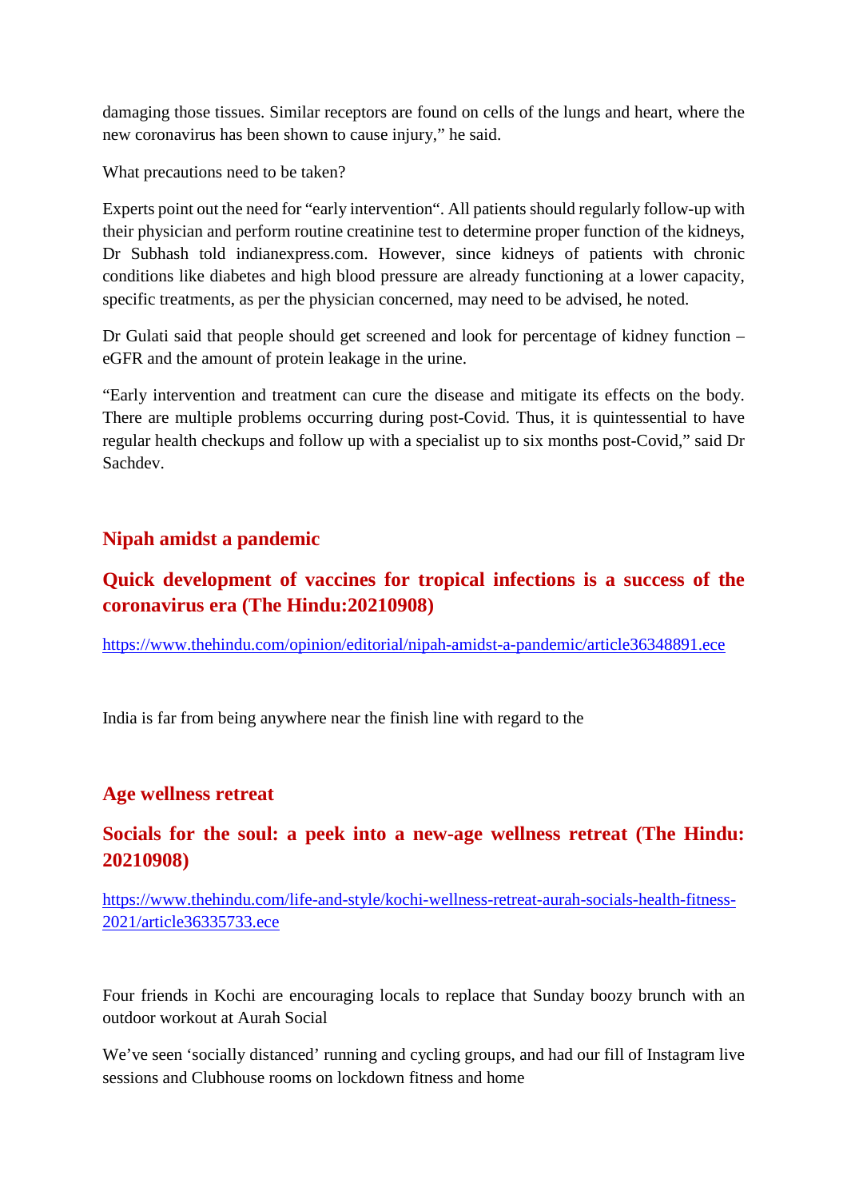damaging those tissues. Similar receptors are found on cells of the lungs and heart, where the new coronavirus has been shown to cause injury," he said.

What precautions need to be taken?

Experts point out the need for "early intervention". All patients should regularly follow-up with their physician and perform routine creatinine test to determine proper function of the kidneys, Dr Subhash told indianexpress.com. However, since kidneys of patients with chronic conditions like diabetes and high blood pressure are already functioning at a lower capacity, specific treatments, as per the physician concerned, may need to be advised, he noted.

Dr Gulati said that people should get screened and look for percentage of kidney function – eGFR and the amount of protein leakage in the urine.

"Early intervention and treatment can cure the disease and mitigate its effects on the body. There are multiple problems occurring during post-Covid. Thus, it is quintessential to have regular health checkups and follow up with a specialist up to six months post-Covid," said Dr Sachdev.

## Nipah amidst a pandemic

## Quick development of vaccines for tropical infections is a success of the coronavirus era (The Hindu:20210908)

https://www.thehindu.com/opinion/editorial/nipah-amidst-a-pandemic/article36348891.ece

India is far from being anywhere near the finish line with regard to the

## Age wellness retreat

## Socials for the soul: a peek into a new-age wellness retreat (The Hindu: 20210908)

https://www.thehindu.com/life-and-style/kochi-wellness-retreat-aurah-socials-health-fitness-2021/article36335733.ece

Four friends in Kochi are encouraging locals to replace that Sunday boozy brunch with an outdoor workout at Aurah Social

We've seen 'socially distanced' running and cycling groups, and had our fill of Instagram live sessions and Clubhouse rooms on lockdown fitness and home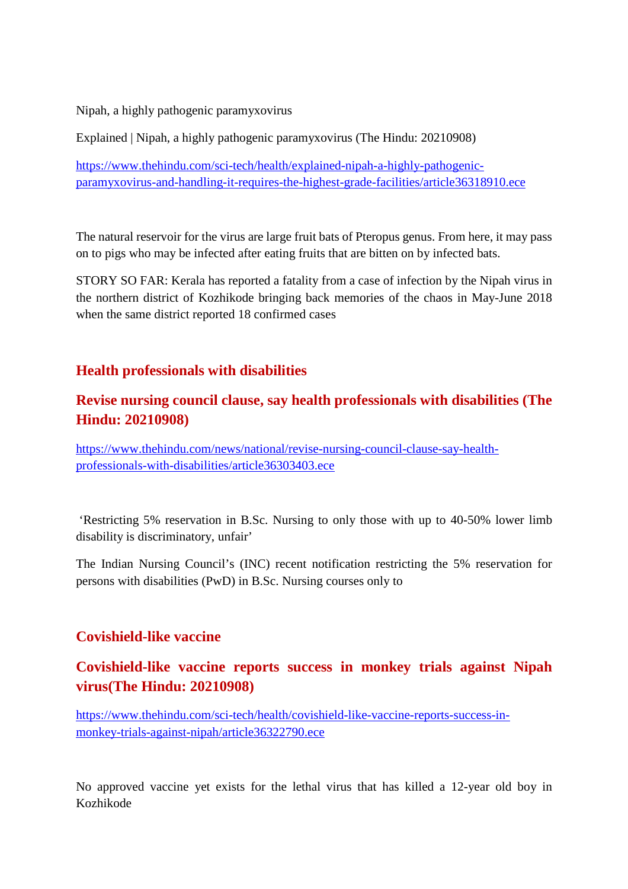Nipah, a highly pathogenic paramyxovirus

Explained | Nipah, a highly pathogenic paramyxovirus (The Hindu: 20210908)

https://www.thehindu.com/sci-tech/health/explained-nipah-a-highly-pathogenic-paramyxovirus-and-handling-it-requires-the-highest-grade-facilities/article36318910.ece

The natural reservoir for the virus are large fruit bats of Pteropus genus. From here, it may pass on to pigs who may be infected after eating fruits that are bitten on by infected bats.

STORY SO FAR: Kerala has reported a fatality from a case of infection by the Nipah virus in the northern district of Kozhikode bringing back memories of the chaos in May-June 2018 when the same district reported 18 confirmed cases

## Health professionals with disabilities

## Revise nursing council clause, say health professionals with disabilities (The Hindu: 20210908)

https://www.thehindu.com/news/national/revise-nursing-council-clause-say-health-professionals-with-disabilities/article36303403.ece

'Restricting 5% reservation in B.Sc. Nursing to only those with up to 40-50% lower limb disability is discriminatory, unfair'

The Indian Nursing Council's (INC) recent notification restricting the 5% reservation for persons with disabilities (PwD) in B.Sc. Nursing courses only to

## Covishield-like vaccine

## Covishield-like vaccine reports success in monkey trials against Nipah virus(The Hindu: 20210908)

https://www.thehindu.com/sci-tech/health/covishield-like-vaccine-reports-success-in-monkey-trials-against-nipah/article36322790.ece

No approved vaccine yet exists for the lethal virus that has killed a 12-year old boy in Kozhikode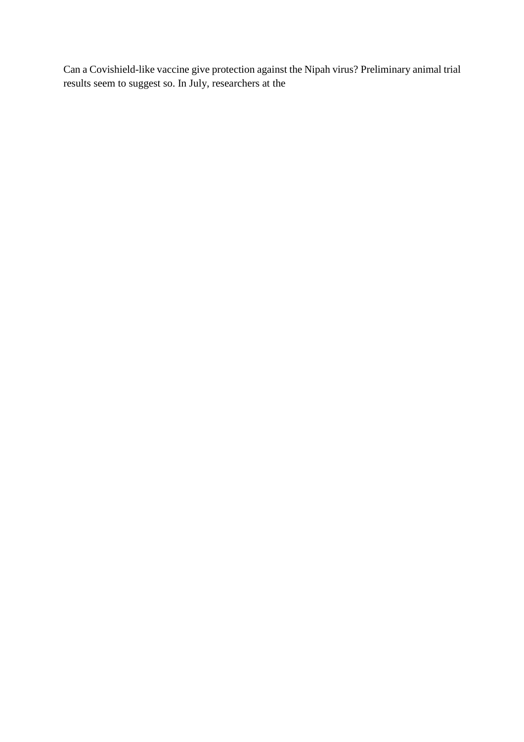Can a Covishield-like vaccine give protection against the Nipah virus? Preliminary animal trial results seem to suggest so. In July, researchers at the